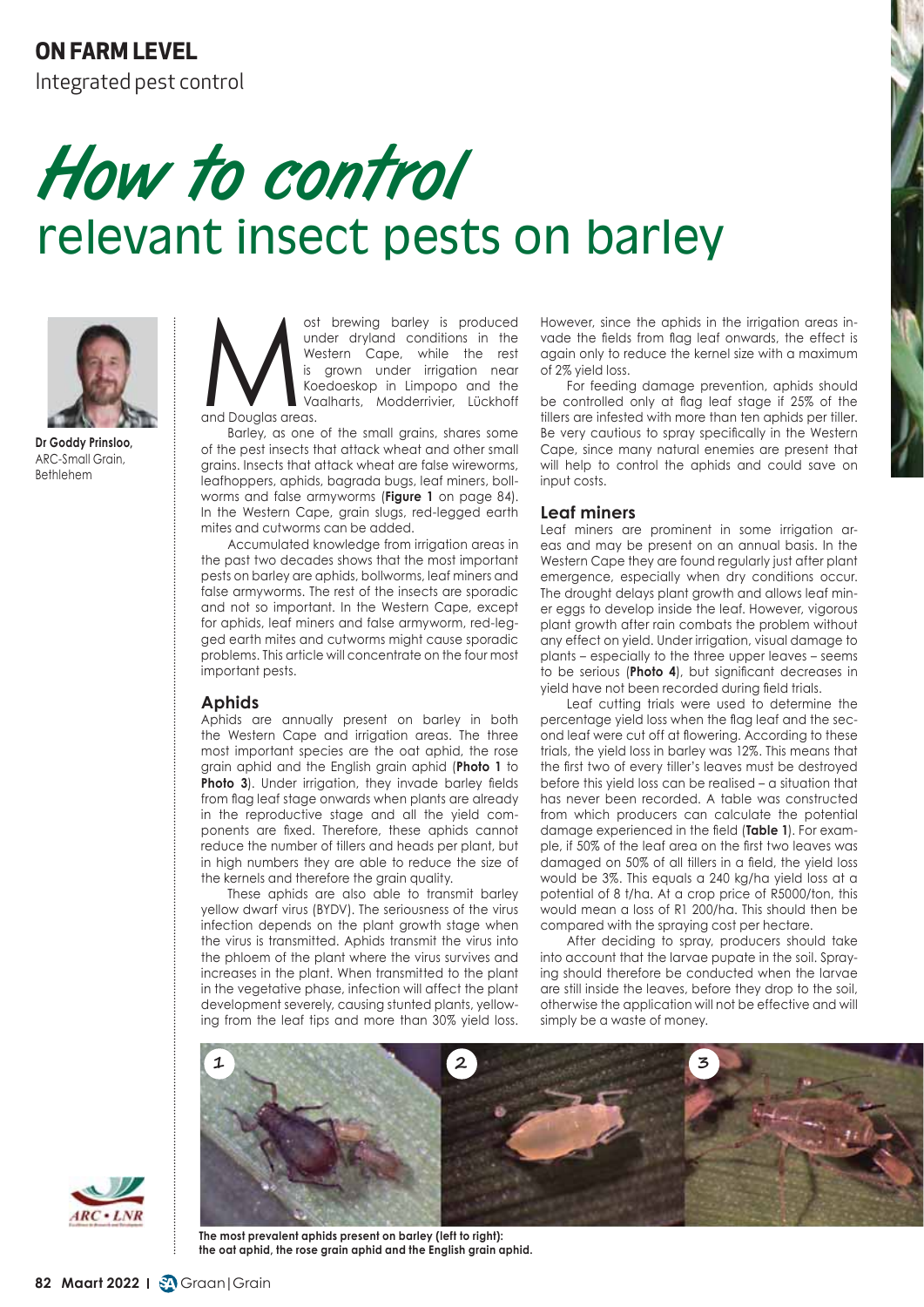ON FARM LEVEL

Integrated pest control

# How to control relevant insect pests on barley

**Dr Goddy Prinsloo,** ARC-Small Grain, Bethlehem

Most brewing barley is produced under dryland conditions in the Western Cape, while the rest is grown under irrigation near Koedoeskop in Limpopo and the Vaalharts, Modderrivier, Lückhoff and Douglas areas.

Barley, as one of the small grains, shares some of the pest insects that attack wheat and other small grains. Insects that attack wheat are false wireworms, leafhoppers, aphids, bagrada bugs, leaf miners, bollworms and false armyworms (**Figure 1** on page 84). In the Western Cape, grain slugs, red-legged earth mites and cutworms can be added.

Accumulated knowledge from irrigation areas in the past two decades shows that the most important pests on barley are aphids, bollworms, leaf miners and false armyworms. The rest of the insects are sporadic and not so important. In the Western Cape, except for aphids, leaf miners and false armyworm, red-legged earth mites and cutworms might cause sporadic problems. This article will concentrate on the four most important pests.

## Aphids

Aphids are annually present on barley in both the Western Cape and irrigation areas. The three most important species are the oat aphid, the rose grain aphid and the English grain aphid (**Photo 1** to **Photo 3**). Under irrigation, they invade barley fields from flag leaf stage onwards when plants are already in the reproductive stage and all the yield components are fixed. Therefore, these aphids cannot reduce the number of tillers and heads per plant, but in high numbers they are able to reduce the size of the kernels and therefore the grain quality.

These aphids are also able to transmit barley yellow dwarf virus (BYDV). The seriousness of the virus infection depends on the plant growth stage when the virus is transmitted. Aphids transmit the virus into the phloem of the plant where the virus survives and increases in the plant. When transmitted to the plant in the vegetative phase, infection will affect the plant development severely, causing stunted plants, yellowing from the leaf tips and more than 30% yield loss. However, since the aphids in the irrigation areas invade the fields from flag leaf onwards, the effect is again only to reduce the kernel size with a maximum of 2% yield loss.

For feeding damage prevention, aphids should be controlled only at flag leaf stage if 25% of the tillers are infested with more than ten aphids per tiller. Be very cautious to spray specifically in the Western Cape, since many natural enemies are present that will help to control the aphids and could save on input costs.

## Leaf miners

Leaf miners are prominent in some irrigation areas and may be present on an annual basis. In the Western Cape they are found regularly just after plant emergence, especially when dry conditions occur. The drought delays plant growth and allows leaf miner eggs to develop inside the leaf. However, vigorous plant growth after rain combats the problem without any effect on yield. Under irrigation, visual damage to plants – especially to the three upper leaves – seems to be serious (**Photo 4**), but significant decreases in yield have not been recorded during field trials.

Leaf cutting trials were used to determine the percentage yield loss when the flag leaf and the second leaf were cut off at flowering. According to these trials, the yield loss in barley was 12%. This means that the first two of every tiller's leaves must be destroyed before this yield loss can be realised – a situation that has never been recorded. A table was constructed from which producers can calculate the potential damage experienced in the field (**Table 1**). For example, if 50% of the leaf area on the first two leaves was damaged on 50% of all tillers in a field, the yield loss would be 3%. This equals a 240 kg/ha yield loss at a potential of 8 t/ha. At a crop price of R5000/ton, this would mean a loss of R1 200/ha. This should then be compared with the spraying cost per hectare.

After deciding to spray, producers should take into account that the larvae pupate in the soil. Spraying should therefore be conducted when the larvae are still inside the leaves, before they drop to the soil, otherwise the application will not be effective and will simply be a waste of money.

**The most prevalent aphids present on barley (left to right): the oat aphid, the rose grain aphid and the English grain aphid.**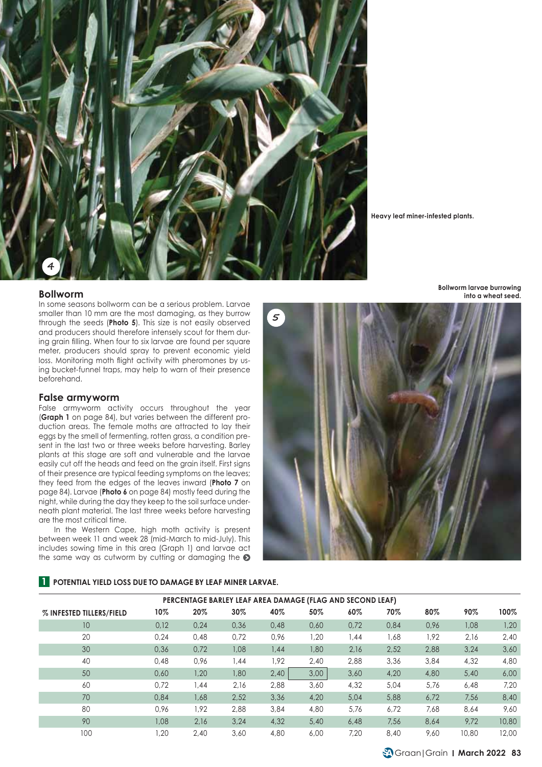Heavy leaf miner-infested plants.

## Bollworm

In some seasons bollworm can be a serious problem. Larvae smaller than 10 mm are the most damaging, as they burrow through the seeds (**Photo 5**). This size is not easily observed and producers should therefore intensely scout for them during grain filling. When four to six larvae are found per square meter, producers should spray to prevent economic yield loss. Monitoring moth flight activity with pheromones by using bucket-funnel traps, may help to warn of their presence beforehand.

Bollworm larvae burrowing into a wheat seed.

## False armyworm

False armyworm activity occurs throughout the year (**Graph 1** on page 84), but varies between the different production areas. The female moths are attracted to lay their eggs by the smell of fermenting, rotten grass, a condition present in the last two or three weeks before harvesting. Barley plants at this stage are soft and vulnerable and the larvae easily cut off the heads and feed on the grain itself. First signs of their presence are typical feeding symptoms on the leaves; they feed from the edges of the leaves inward (**Photo 7** on page 84). Larvae (**Photo 6** on page 84) mostly feed during the night, while during the day they keep to the soil surface underneath plant material. The last three weeks before harvesting are the most critical time.

In the Western Cape, high moth activity is present between week 11 and week 28 (mid-March to mid-July). This includes sowing time in this area (Graph 1) and larvae act the same way as cutworm by cutting or damaging the

**1 POTENTIAL YIELD LOSS DUE TO DAMAGE BY LEAF MINER LARVAE.**

| | PERCENTAGE BARLEY LEAF AREA DAMAGE (FLAG AND SECOND LEAF) | | | | | | | | | |
|---|---|---|---|---|---|---|---|---|---|---|
| % INFESTED TILLERS/FIELD | 10% | 20% | 30% | 40% | 50% | 60% | 70% | 80% | 90% | 100% |
| 10 | 0,12 | 0,24 | 0,36 | 0,48 | 0,60 | 0,72 | 0,84 | 0,96 | 1,08 | 1,20 |
| 20 | 0,24 | 0,48 | 0,72 | 0,96 | 1,20 | 1,44 | 1,68 | 1,92 | 2,16 | 2,40 |
| 30 | 0,36 | 0,72 | 1,08 | 1,44 | 1,80 | 2,16 | 2,52 | 2,88 | 3,24 | 3,60 |
| 40 | 0,48 | 0,96 | 1,44 | 1,92 | 2,40 | 2,88 | 3,36 | 3,84 | 4,32 | 4,80 |
| 50 | 0,60 | 1,20 | 1,80 | 2,40 | 3,00 | 3,60 | 4,20 | 4,80 | 5,40 | 6,00 |
| 60 | 0,72 | 1,44 | 2,16 | 2,88 | 3,60 | 4,32 | 5,04 | 5,76 | 6,48 | 7,20 |
| 70 | 0,84 | 1,68 | 2,52 | 3,36 | 4,20 | 5,04 | 5,88 | 6,72 | 7,56 | 8,40 |
| 80 | 0,96 | 1,92 | 2,88 | 3,84 | 4,80 | 5,76 | 6,72 | 7,68 | 8,64 | 9,60 |
| 90 | 1,08 | 2,16 | 3,24 | 4,32 | 5,40 | 6,48 | 7,56 | 8,64 | 9,72 | 10,80 |
| 100 | 1,20 | 2,40 | 3,60 | 4,80 | 6,00 | 7,20 | 8,40 | 9,60 | 10,80 | 12,00 |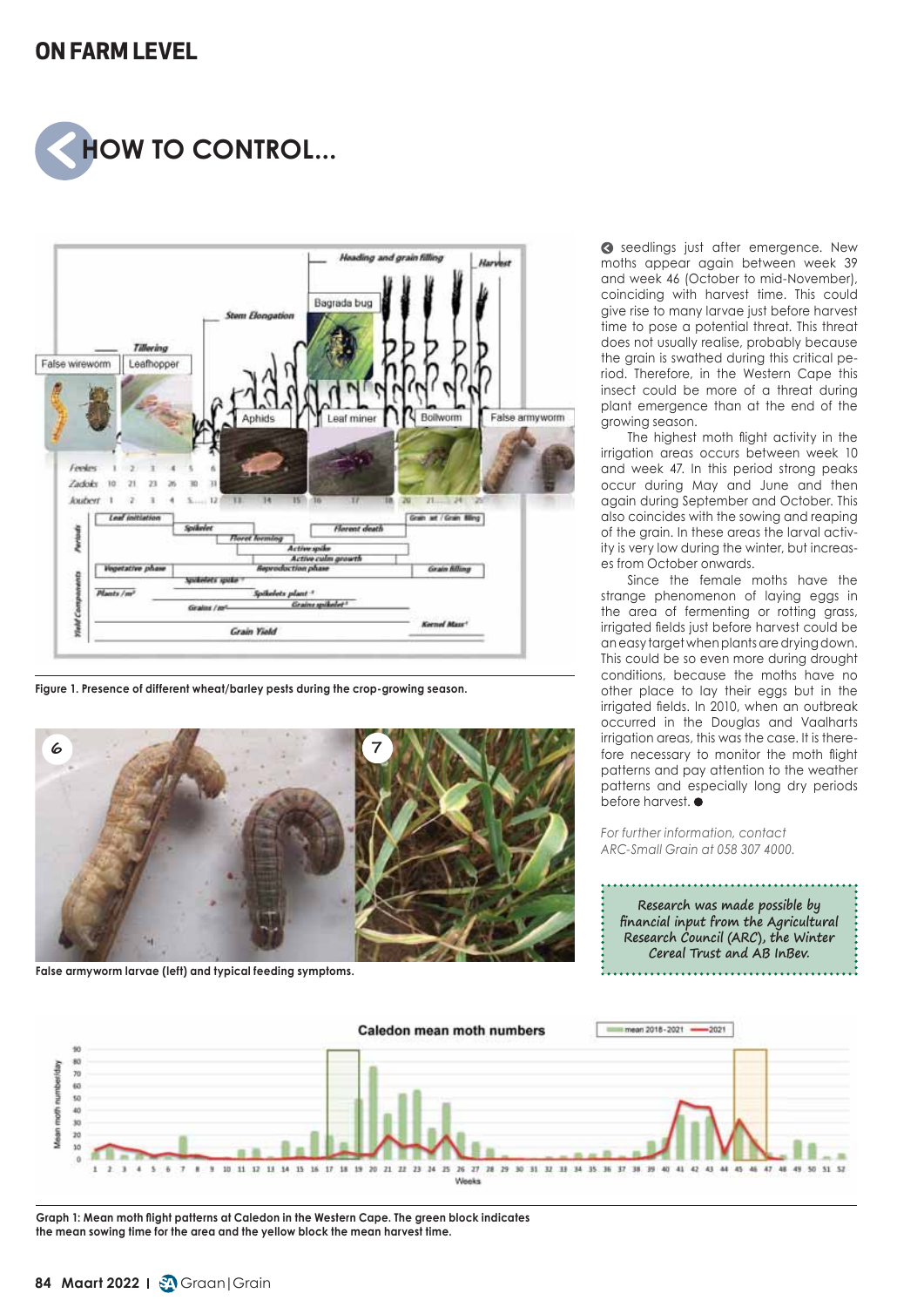## ON FARM LEVEL

# HOW TO CONTROL...

Heading and grain filling

Harvest

Stem Elongation

Bagrada bug

Tillering

False wireworm

Leafhopper

Aphids

Leaf miner

Bollworm

False armyworm

Feekes 1 2 3 4 5 6

Zadoks 10 21 23 26 30 31

Joubert 1 2 3 4 5.... 12 13 14 15 16 17 18 20 21.... 24 25

Periods: Leaf initiation, Spikelet, Floret forming, Florent death, Active spike, Active culm growth, Grain set / Grain filling

Vegetative phase, Reproduction phase, Grain filling

Yield Components: Spikelets spike⁻¹, Plants /m², Spikelets plant⁻¹, Grains /m², Grains spikelet⁻¹, Kernel Mass⁻¹, Grain Yield

Figure 1. Presence of different wheat/barley pests during the crop-growing season.

False armyworm larvae (left) and typical feeding symptoms.

seedlings just after emergence. New moths appear again between week 39 and week 46 (October to mid-November), coinciding with harvest time. This could give rise to many larvae just before harvest time to pose a potential threat. This threat does not usually realise, probably because the grain is swathed during this critical period. Therefore, in the Western Cape this insect could be more of a threat during plant emergence than at the end of the growing season.

The highest moth flight activity in the irrigation areas occurs between week 10 and week 47. In this period strong peaks occur during May and June and then again during September and October. This also coincides with the sowing and reaping of the grain. In these areas the larval activity is very low during the winter, but increases from October onwards.

Since the female moths have the strange phenomenon of laying eggs in the area of fermenting or rotting grass, irrigated fields just before harvest could be an easy target when plants are drying down. This could be so even more during drought conditions, because the moths have no other place to lay their eggs but in the irrigated fields. In 2010, when an outbreak occurred in the Douglas and Vaalharts irrigation areas, this was the case. It is therefore necessary to monitor the moth flight patterns and pay attention to the weather patterns and especially long dry periods before harvest. ●

*For further information, contact ARC-Small Grain at 058 307 4000.*

*Research was made possible by financial input from the Agricultural Research Council (ARC), the Winter Cereal Trust and AB InBev.*

Caledon mean moth numbers

mean 2018 - 2021

2021

Mean moth number/day

0 10 20 30 40 50 60 70 80 90

1 2 3 4 5 6 7 8 9 10 11 12 13 14 15 16 17 18 19 20 21 22 23 24 25 26 27 28 29 30 31 32 33 34 35 36 37 38 39 40 41 42 43 44 45 46 47 48 49 50 51 52

Weeks

Graph 1: Mean moth flight patterns at Caledon in the Western Cape. The green block indicates the mean sowing time for the area and the yellow block the mean harvest time.